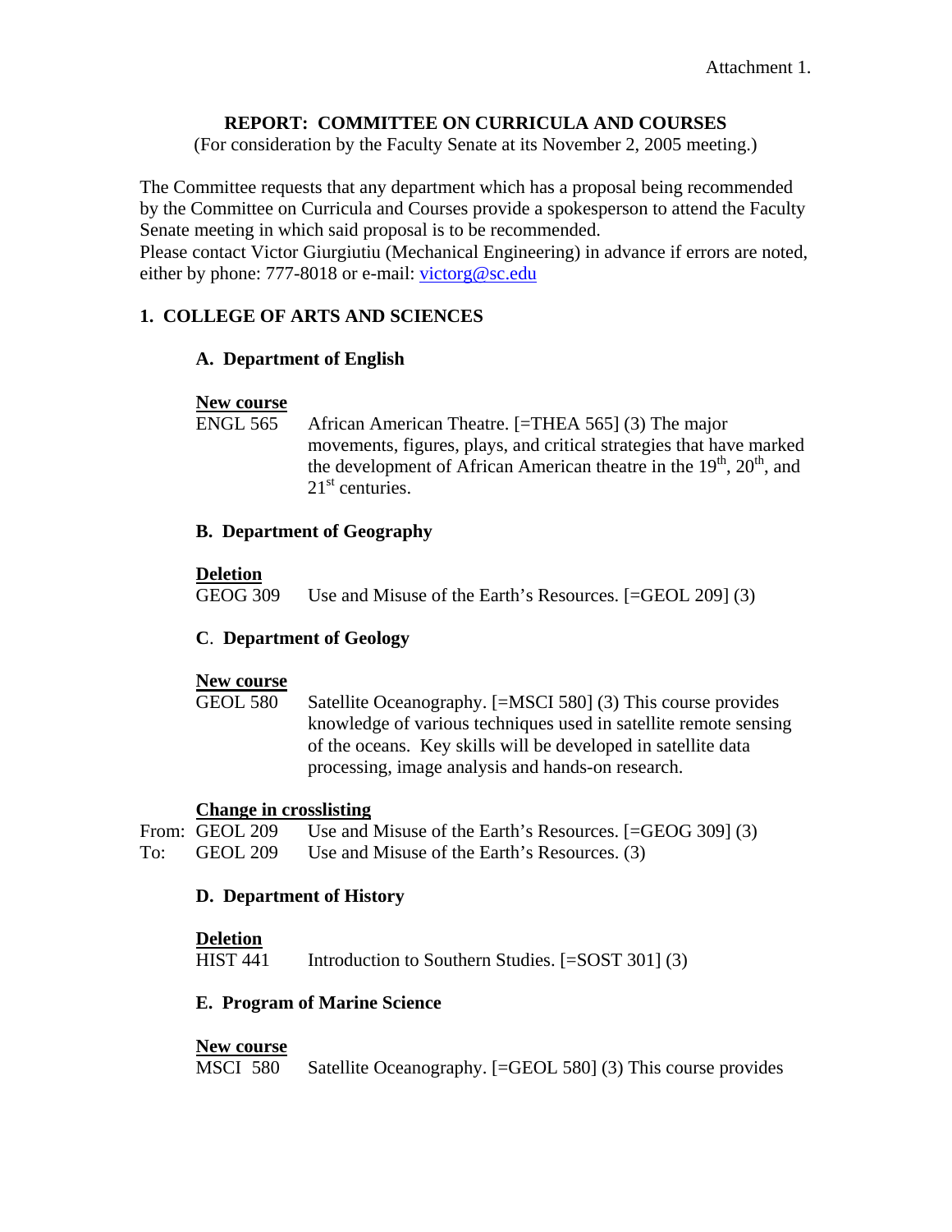Attachment 1.

# REPORT: COMMITTEE ON CURRICULA AND COURSES

(For consideration by the Faculty Senate at its November 2, 2005 meeting.)

The Committee requests that any department which has a proposal being recommended by the Committee on Curricula and Courses provide a spokesperson to attend the Faculty Senate meeting in which said proposal is to be recommended.
Please contact Victor Giurgiutiu (Mechanical Engineering) in advance if errors are noted, either by phone: 777-8018 or e-mail: victorg@sc.edu

## 1. COLLEGE OF ARTS AND SCIENCES

### A. Department of English

**New course**

ENGL 565 African American Theatre. [=THEA 565] (3) The major movements, figures, plays, and critical strategies that have marked the development of African American theatre in the 19th, 20th, and 21st centuries.

### B. Department of Geography

**Deletion**

GEOG 309 Use and Misuse of the Earth's Resources. [=GEOL 209] (3)

### C. Department of Geology

**New course**

GEOL 580 Satellite Oceanography. [=MSCI 580] (3) This course provides knowledge of various techniques used in satellite remote sensing of the oceans. Key skills will be developed in satellite data processing, image analysis and hands-on research.

**Change in crosslisting**

From: GEOL 209 Use and Misuse of the Earth's Resources. [=GEOG 309] (3)
To: GEOL 209 Use and Misuse of the Earth's Resources. (3)

### D. Department of History

**Deletion**

HIST 441 Introduction to Southern Studies. [=SOST 301] (3)

### E. Program of Marine Science

**New course**

MSCI 580 Satellite Oceanography. [=GEOL 580] (3) This course provides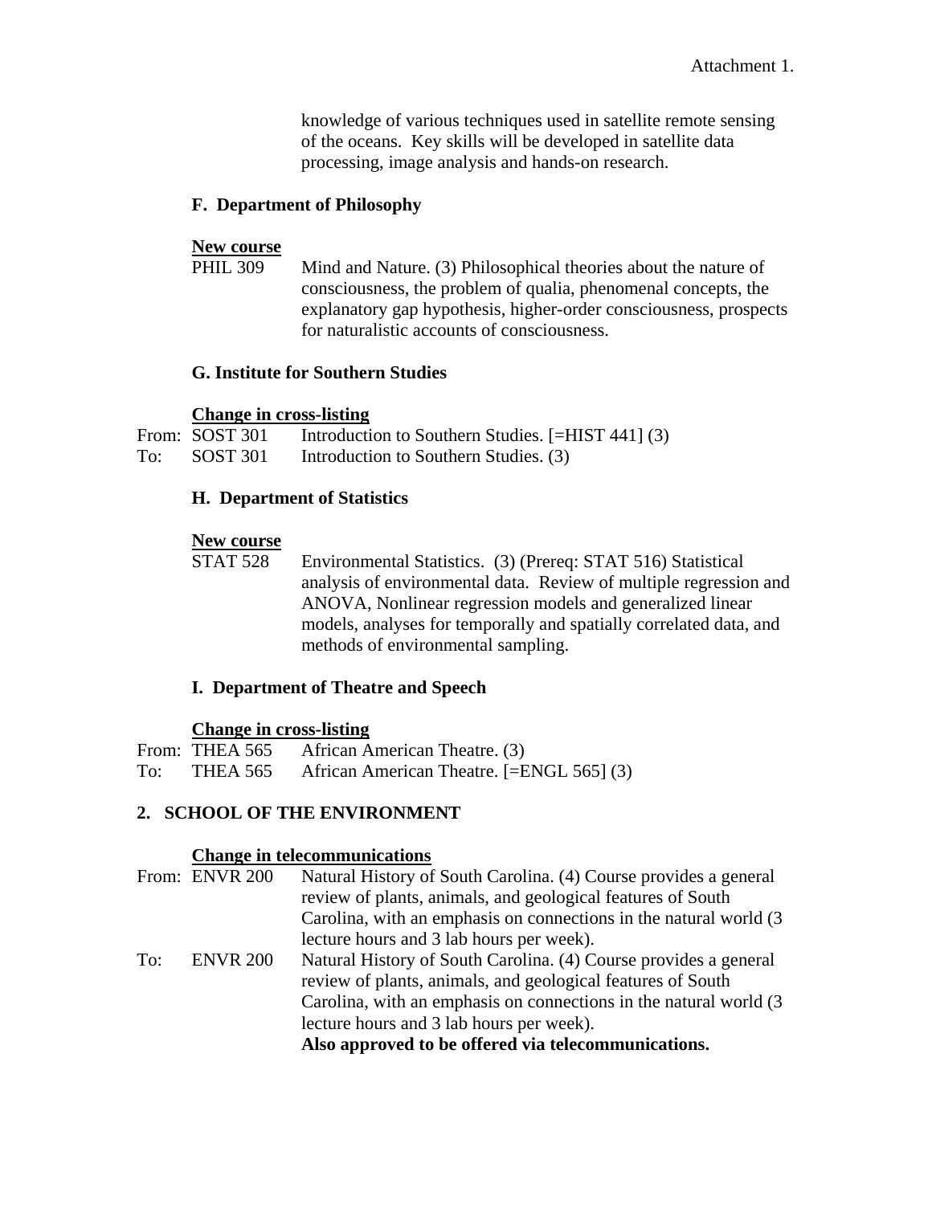knowledge of various techniques used in satellite remote sensing of the oceans. Key skills will be developed in satellite data processing, image analysis and hands-on research.

### F. Department of Philosophy

**New course**

PHIL 309 Mind and Nature. (3) Philosophical theories about the nature of consciousness, the problem of qualia, phenomenal concepts, the explanatory gap hypothesis, higher-order consciousness, prospects for naturalistic accounts of consciousness.

### G. Institute for Southern Studies

**Change in cross-listing**

From: SOST 301 Introduction to Southern Studies. [=HIST 441] (3)

To: SOST 301 Introduction to Southern Studies. (3)

### H. Department of Statistics

**New course**

STAT 528 Environmental Statistics. (3) (Prereq: STAT 516) Statistical analysis of environmental data. Review of multiple regression and ANOVA, Nonlinear regression models and generalized linear models, analyses for temporally and spatially correlated data, and methods of environmental sampling.

### I. Department of Theatre and Speech

**Change in cross-listing**

From: THEA 565 African American Theatre. (3)

To: THEA 565 African American Theatre. [=ENGL 565] (3)

## 2. SCHOOL OF THE ENVIRONMENT

**Change in telecommunications**

From: ENVR 200 Natural History of South Carolina. (4) Course provides a general review of plants, animals, and geological features of South Carolina, with an emphasis on connections in the natural world (3 lecture hours and 3 lab hours per week).

To: ENVR 200 Natural History of South Carolina. (4) Course provides a general review of plants, animals, and geological features of South Carolina, with an emphasis on connections in the natural world (3 lecture hours and 3 lab hours per week).
**Also approved to be offered via telecommunications.**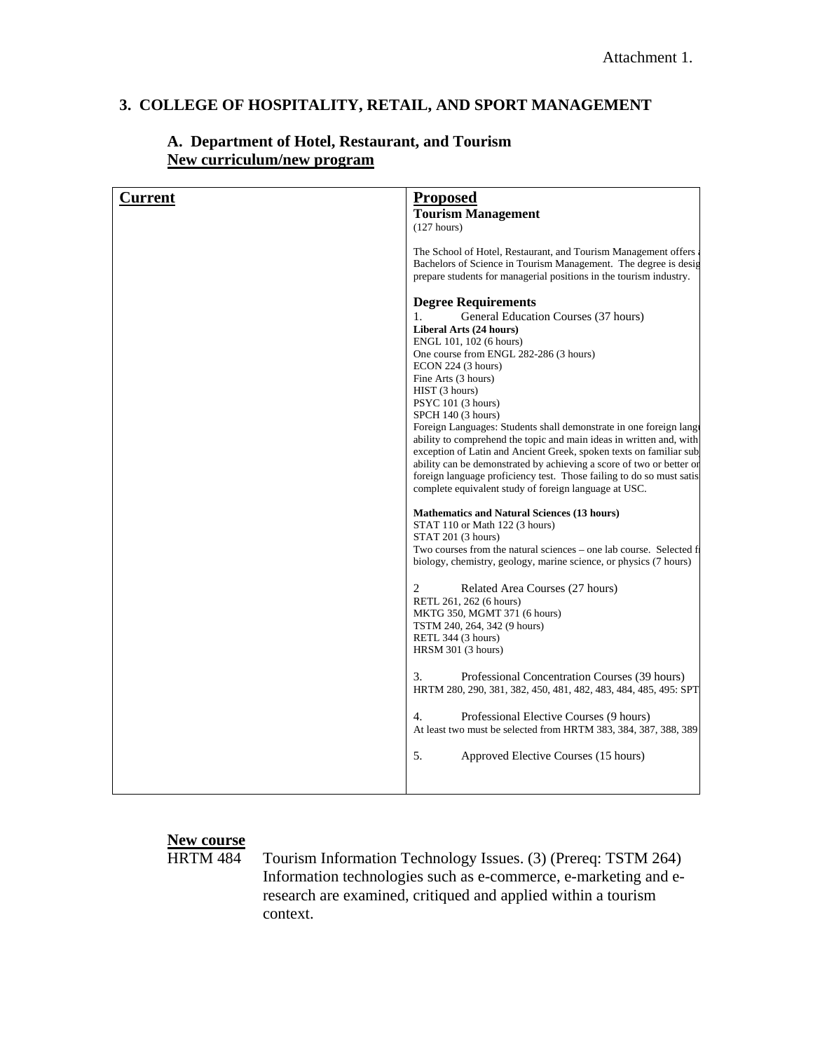Attachment 1.

### 3. COLLEGE OF HOSPITALITY, RETAIL, AND SPORT MANAGEMENT

#### A. Department of Hotel, Restaurant, and Tourism

**New curriculum/new program**

| Current | Proposed |
|---|---|
| | **Tourism Management**<br>(127 hours)<br><br>The School of Hotel, Restaurant, and Tourism Management offers a Bachelors of Science in Tourism Management. The degree is desig prepare students for managerial positions in the tourism industry.<br><br>**Degree Requirements**<br>1. General Education Courses (37 hours)<br>**Liberal Arts (24 hours)**<br>ENGL 101, 102 (6 hours)<br>One course from ENGL 282-286 (3 hours)<br>ECON 224 (3 hours)<br>Fine Arts (3 hours)<br>HIST (3 hours)<br>PSYC 101 (3 hours)<br>SPCH 140 (3 hours)<br>Foreign Languages: Students shall demonstrate in one foreign langu ability to comprehend the topic and main ideas in written and, with exception of Latin and Ancient Greek, spoken texts on familiar sub ability can be demonstrated by achieving a score of two or better or foreign language proficiency test. Those failing to do so must satis complete equivalent study of foreign language at USC.<br><br>**Mathematics and Natural Sciences (13 hours)**<br>STAT 110 or Math 122 (3 hours)<br>STAT 201 (3 hours)<br>Two courses from the natural sciences – one lab course. Selected fi biology, chemistry, geology, marine science, or physics (7 hours)<br><br>2 Related Area Courses (27 hours)<br>RETL 261, 262 (6 hours)<br>MKTG 350, MGMT 371 (6 hours)<br>TSTM 240, 264, 342 (9 hours)<br>RETL 344 (3 hours)<br>HRSM 301 (3 hours)<br><br>3. Professional Concentration Courses (39 hours)<br>HRTM 280, 290, 381, 382, 450, 481, 482, 483, 484, 485, 495: SPT<br><br>4. Professional Elective Courses (9 hours)<br>At least two must be selected from HRTM 383, 384, 387, 388, 389<br><br>5. Approved Elective Courses (15 hours) |

**New course**

HRTM 484 Tourism Information Technology Issues. (3) (Prereq: TSTM 264) Information technologies such as e-commerce, e-marketing and e-research are examined, critiqued and applied within a tourism context.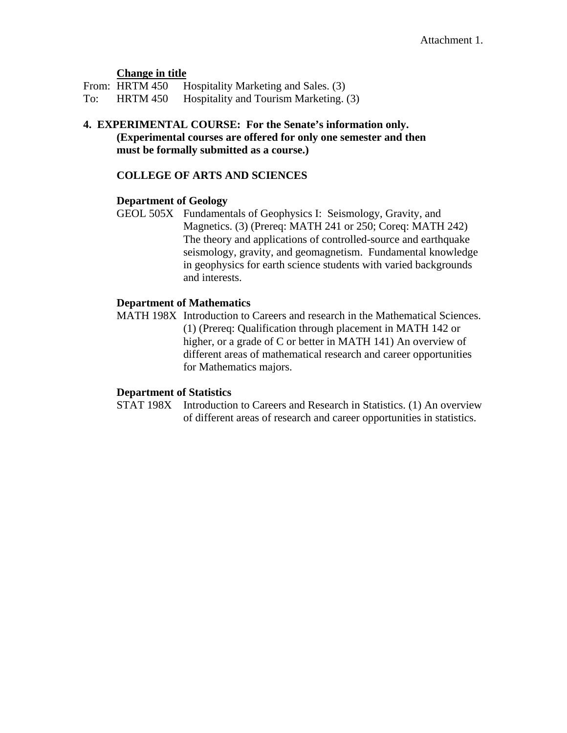Attachment 1.

**Change in title**

From: HRTM 450 Hospitality Marketing and Sales. (3)
To: HRTM 450 Hospitality and Tourism Marketing. (3)

**4. EXPERIMENTAL COURSE: For the Senate's information only. (Experimental courses are offered for only one semester and then must be formally submitted as a course.)**

**COLLEGE OF ARTS AND SCIENCES**

**Department of Geology**

GEOL 505X Fundamentals of Geophysics I: Seismology, Gravity, and Magnetics. (3) (Prereq: MATH 241 or 250; Coreq: MATH 242) The theory and applications of controlled-source and earthquake seismology, gravity, and geomagnetism. Fundamental knowledge in geophysics for earth science students with varied backgrounds and interests.

**Department of Mathematics**

MATH 198X Introduction to Careers and research in the Mathematical Sciences. (1) (Prereq: Qualification through placement in MATH 142 or higher, or a grade of C or better in MATH 141) An overview of different areas of mathematical research and career opportunities for Mathematics majors.

**Department of Statistics**

STAT 198X Introduction to Careers and Research in Statistics. (1) An overview of different areas of research and career opportunities in statistics.